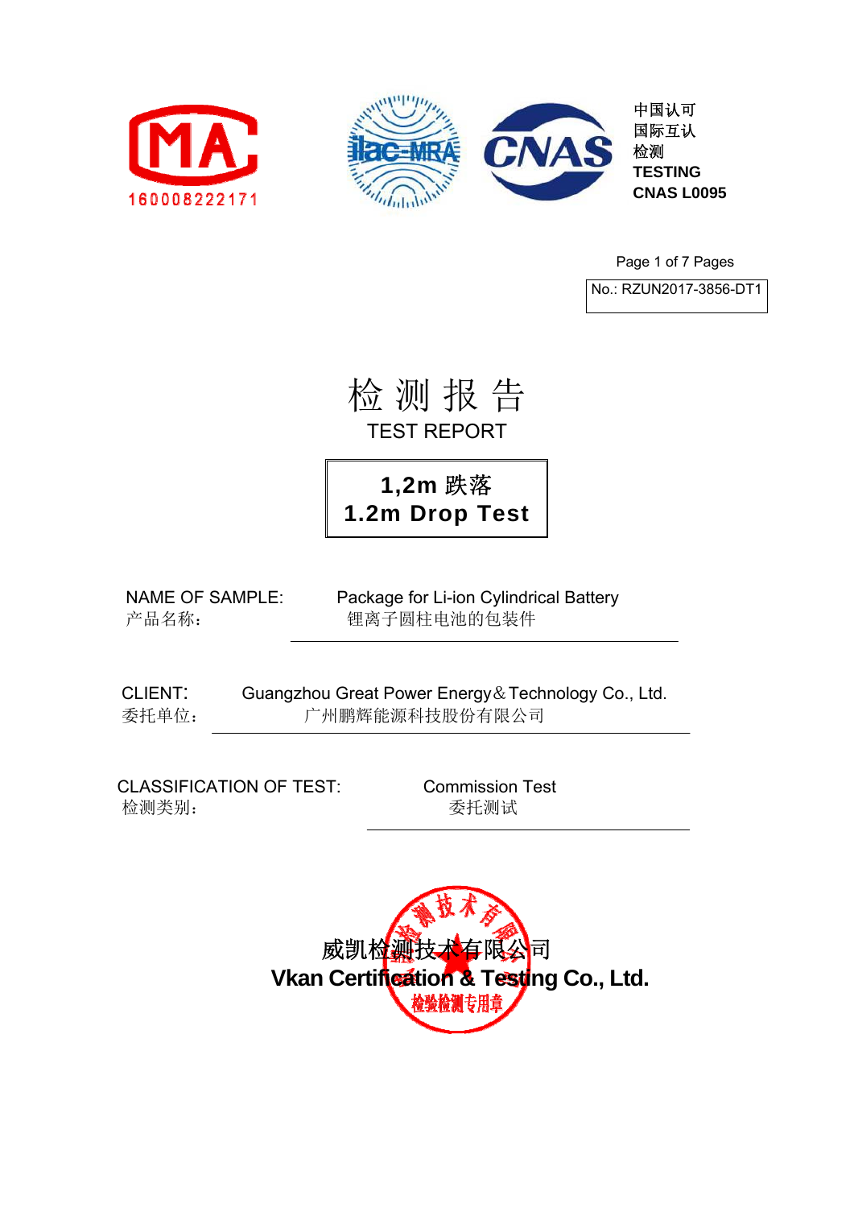CMA 160008222171

中国认可
国际互认
检测
TESTING
CNAS L0095

No.: RZUN2017-3856-DT1

# 检 测 报 告

## TEST REPORT

**1,2m 跌落**
**1.2m Drop Test**

NAME OF SAMPLE: Package for Li-ion Cylindrical Battery
产品名称： 锂离子圆柱电池的包装件

CLIENT: Guangzhou Great Power Energy＆Technology Co., Ltd.
委托单位： 广州鹏辉能源科技股份有限公司

CLASSIFICATION OF TEST: Commission Test
检测类别： 委托测试

威凯检测技术有限公司
**Vkan Certification & Testing Co., Ltd.**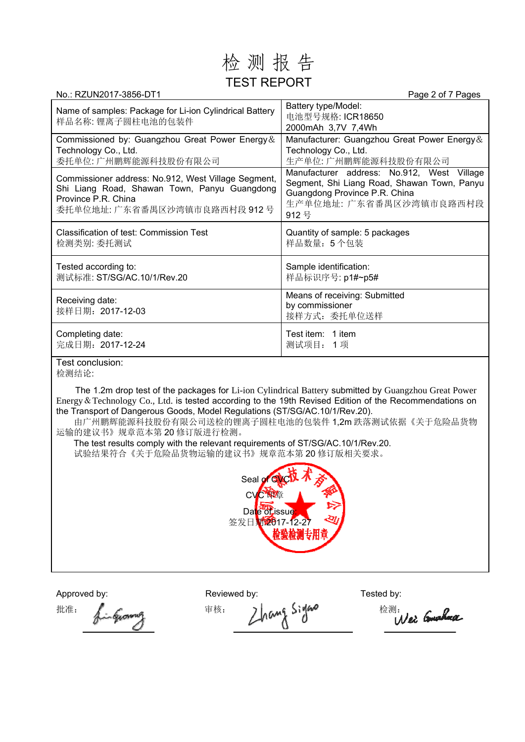# 检 测 报 告

# TEST REPORT

No.: RZUN2017-3856-DT1

| Name of samples: Package for Li-ion Cylindrical Battery<br>样品名称: 锂离子圆柱电池的包装件 | Battery type/Model:<br>电池型号规格: ICR18650<br>2000mAh 3,7V 7,4Wh |
|---|---|
| Commissioned by: Guangzhou Great Power Energy＆Technology Co., Ltd.<br>委托单位: 广州鹏辉能源科技股份有限公司 | Manufacturer: Guangzhou Great Power Energy＆Technology Co., Ltd.<br>生产单位: 广州鹏辉能源科技股份有限公司 |
| Commissioner address: No.912, West Village Segment, Shi Liang Road, Shawan Town, Panyu Guangdong Province P.R. China<br>委托单位地址: 广东省番禺区沙湾镇市良路西村段 912 号 | Manufacturer address: No.912, West Village Segment, Shi Liang Road, Shawan Town, Panyu Guangdong Province P.R. China<br>生产单位地址: 广东省番禺区沙湾镇市良路西村段 912 号 |
| Classification of test: Commission Test<br>检测类别: 委托测试 | Quantity of sample: 5 packages<br>样品数量：5 个包装 |
| Tested according to:<br>测试标准: ST/SG/AC.10/1/Rev.20 | Sample identification:<br>样品标识序号: p1#~p5# |
| Receiving date:<br>接样日期：2017-12-03 | Means of receiving: Submitted by commissioner<br>接样方式：委托单位送样 |
| Completing date:<br>完成日期：2017-12-24 | Test item: 1 item<br>测试项目： 1 项 |

Test conclusion:
检测结论:

The 1.2m drop test of the packages for Li-ion Cylindrical Battery submitted by Guangzhou Great Power Energy＆Technology Co., Ltd. is tested according to the 19th Revised Edition of the Recommendations on the Transport of Dangerous Goods, Model Regulations (ST/SG/AC.10/1/Rev.20).
由广州鹏辉能源科技股份有限公司送检的锂离子圆柱电池的包装件 1,2m 跌落测试依据《关于危险品货物运输的建议书》规章范本第 20 修订版进行检测。

The test results comply with the relevant requirements of ST/SG/AC.10/1/Rev.20.
试验结果符合《关于危险品货物运输的建议书》规章范本第 20 修订版相关要求。

Seal of CVC
CVC 印章
Date of issue:
签发日期: 2017-12-27

Approved by:
批准：

Reviewed by:
审核：

Tested by:
检测：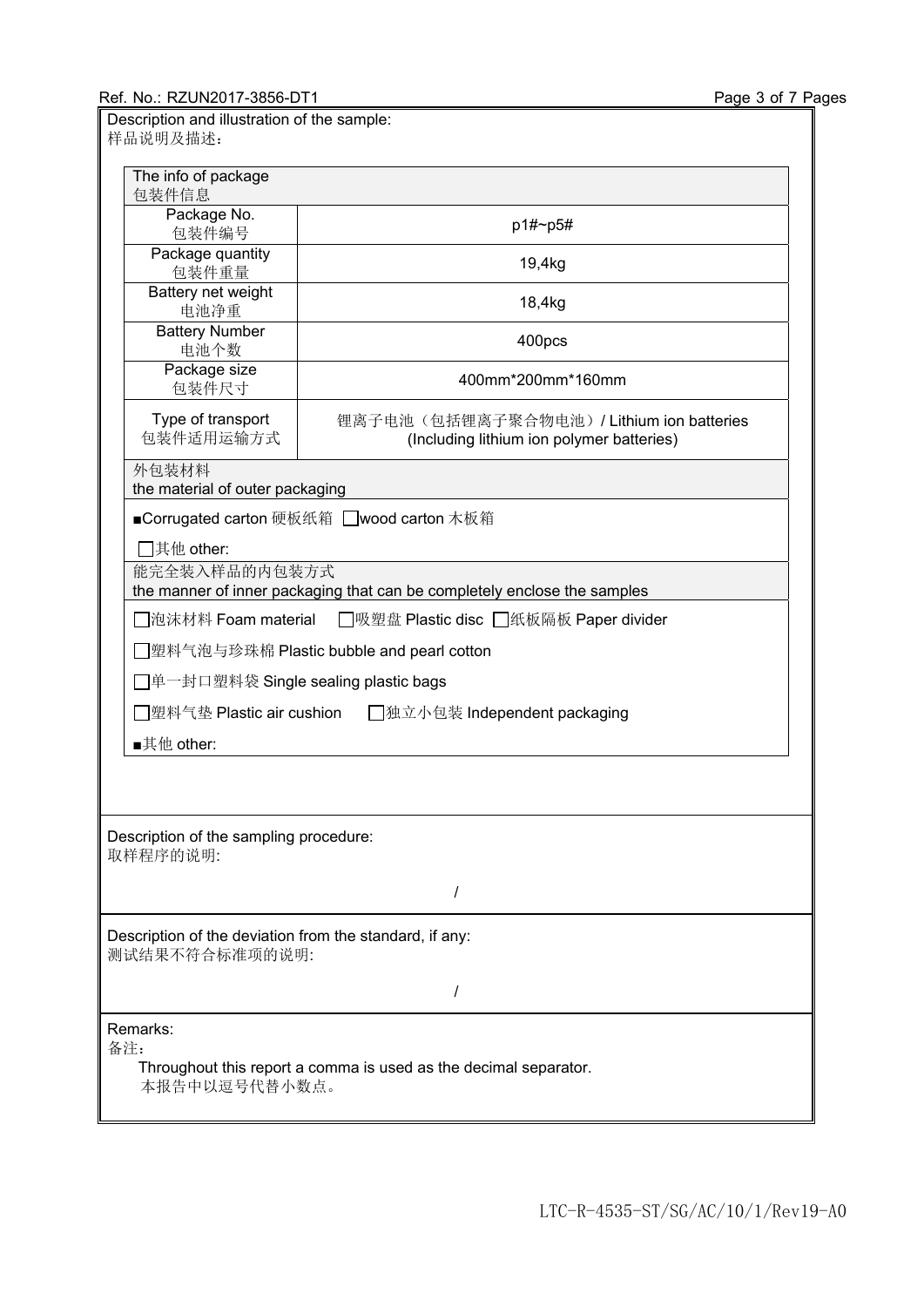Description and illustration of the sample:
样品说明及描述：

| The info of package 包装件信息 | |
|---|---|
| Package No. 包装件编号 | p1#~p5# |
| Package quantity 包装件重量 | 19,4kg |
| Battery net weight 电池净重 | 18,4kg |
| Battery Number 电池个数 | 400pcs |
| Package size 包装件尺寸 | 400mm*200mm*160mm |
| Type of transport 包装件适用运输方式 | 锂离子电池（包括锂离子聚合物电池）/ Lithium ion batteries (Including lithium ion polymer batteries) |

外包装材料
the material of outer packaging

■Corrugated carton 硬板纸箱 □wood carton 木板箱

□其他 other:

能完全装入样品的内包装方式
the manner of inner packaging that can be completely enclose the samples

□泡沫材料 Foam material □吸塑盘 Plastic disc □纸板隔板 Paper divider

□塑料气泡与珍珠棉 Plastic bubble and pearl cotton

□单一封口塑料袋 Single sealing plastic bags

□塑料气垫 Plastic air cushion □独立小包装 Independent packaging

■其他 other:

Description of the sampling procedure:
取样程序的说明:

/

Description of the deviation from the standard, if any:
测试结果不符合标准项的说明:

/

Remarks:
备注：

Throughout this report a comma is used as the decimal separator.
本报告中以逗号代替小数点。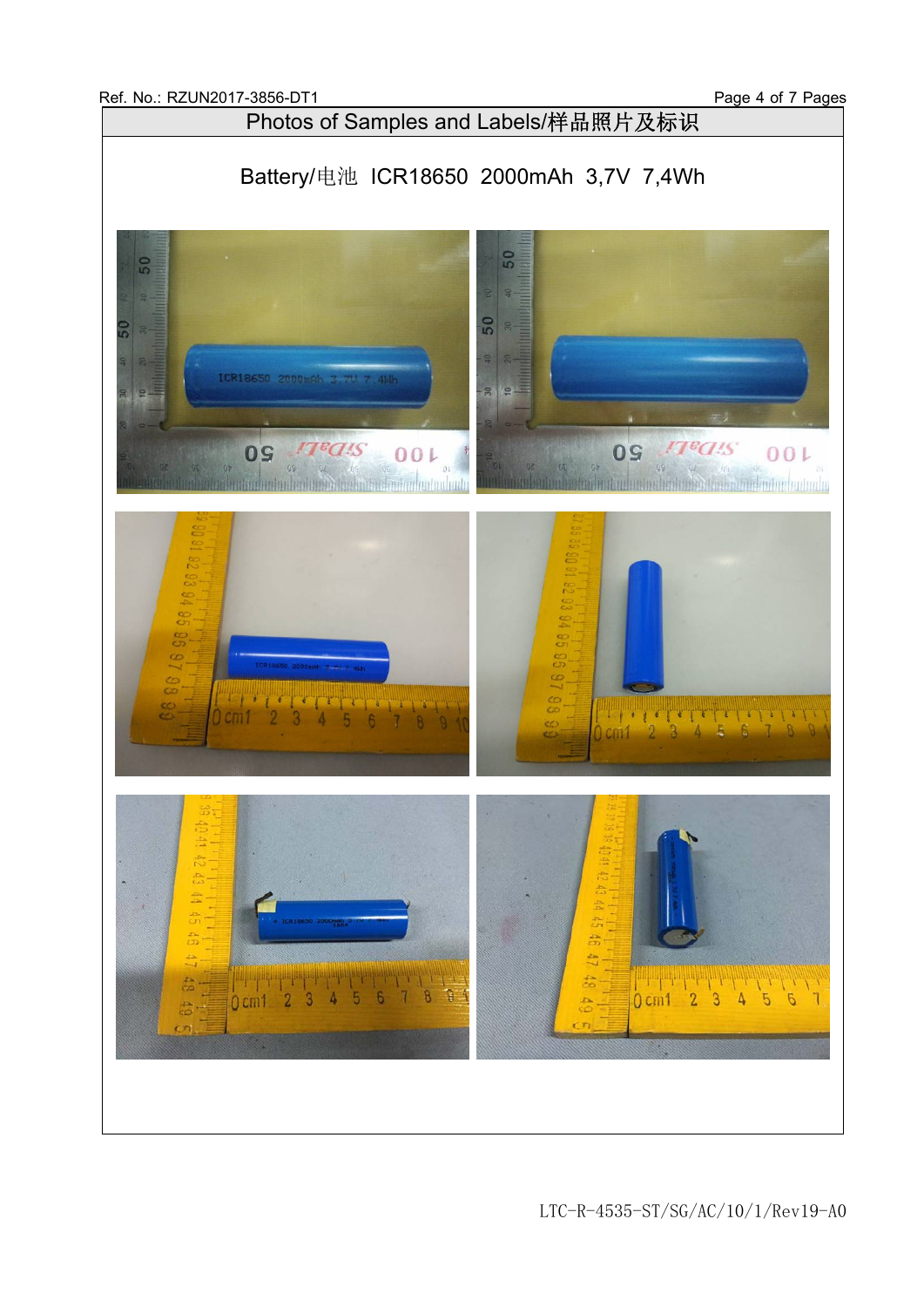## Photos of Samples and Labels/样品照片及标识

Battery/电池 ICR18650 2000mAh 3,7V 7,4Wh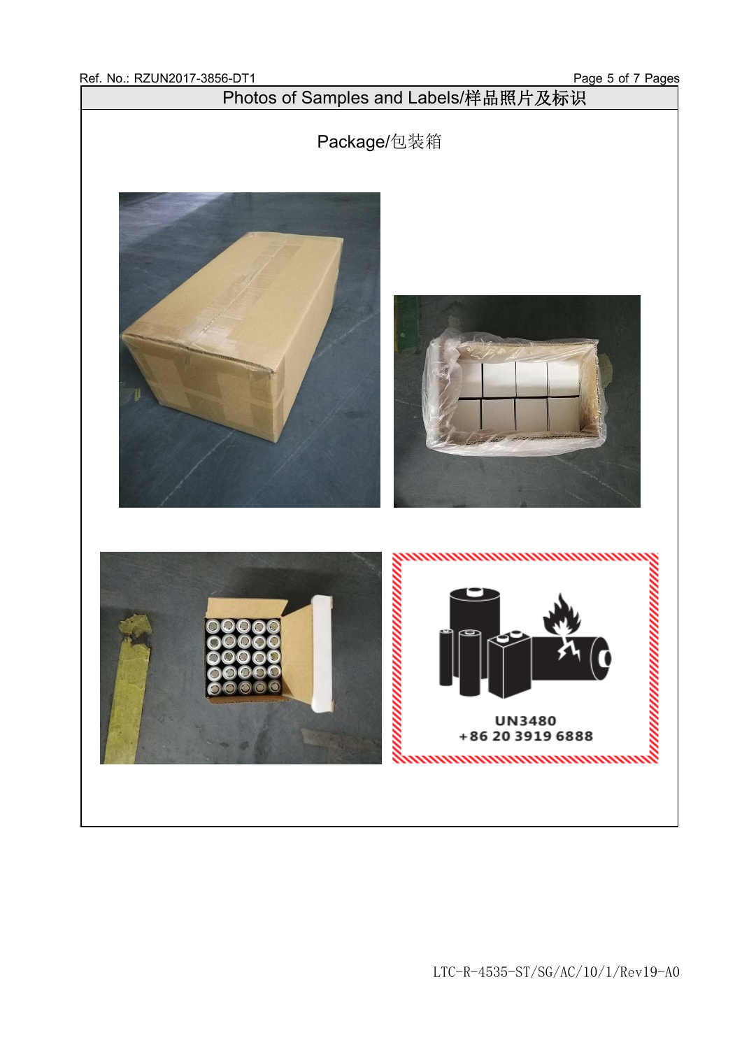## Photos of Samples and Labels/样品照片及标识

Package/包装箱

UN3480
+86 20 3919 6888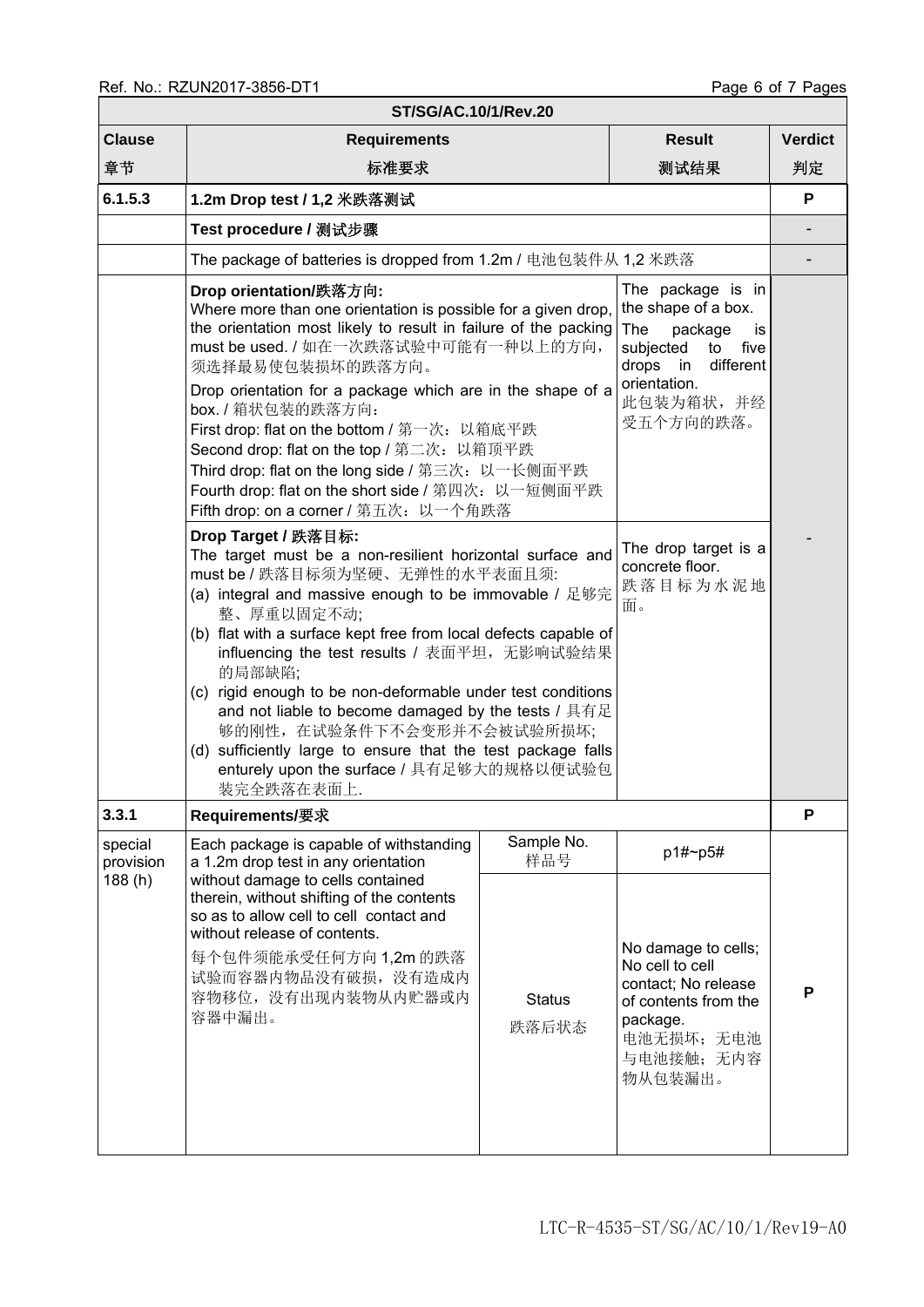| ST/SG/AC.10/1/Rev.20 | | | | |
|---|---|---|---|---|
| **Clause**<br>**章节** | **Requirements**<br>**标准要求** | | **Result**<br>**测试结果** | **Verdict**<br>**判定** |
| **6.1.5.3** | **1.2m Drop test / 1,2 米跌落测试** | | | **P** |
| | **Test procedure / 测试步骤** | | | - |
| | The package of batteries is dropped from 1.2m / 电池包装件从 1,2 米跌落 | | | - |
| | **Drop orientation/跌落方向:**<br>Where more than one orientation is possible for a given drop, the orientation most likely to result in failure of the packing must be used. / 如在一次跌落试验中可能有一种以上的方向，须选择最易使包装损坏的跌落方向。<br>Drop orientation for a package which are in the shape of a box. / 箱状包装的跌落方向：<br>First drop: flat on the bottom / 第一次：以箱底平跌<br>Second drop: flat on the top / 第二次：以箱顶平跌<br>Third drop: flat on the long side / 第三次：以一长侧面平跌<br>Fourth drop: flat on the short side / 第四次：以一短侧面平跌<br>Fifth drop: on a corner / 第五次：以一个角跌落 | | The package is in the shape of a box. The package is subjected to five drops in different orientation.<br>此包装为箱状，并经受五个方向的跌落。 | - |
| | **Drop Target / 跌落目标:**<br>The target must be a non-resilient horizontal surface and must be / 跌落目标须为坚硬、无弹性的水平表面且须:<br>(a) integral and massive enough to be immovable / 足够完整、厚重以固定不动;<br>(b) flat with a surface kept free from local defects capable of influencing the test results / 表面平坦，无影响试验结果的局部缺陷;<br>(c) rigid enough to be non-deformable under test conditions and not liable to become damaged by the tests / 具有足够的刚性，在试验条件下不会变形并不会被试验所损坏;<br>(d) sufficiently large to ensure that the test package falls enturely upon the surface / 具有足够大的规格以便试验包装完全跌落在表面上. | | The drop target is a concrete floor.<br>跌落目标为水泥地面。 | |
| **3.3.1** | **Requirements/要求** | | | **P** |
| special provision 188 (h) | Each package is capable of withstanding a 1.2m drop test in any orientation without damage to cells contained therein, without shifting of the contents so as to allow cell to cell contact and without release of contents.<br>每个包件须能承受任何方向 1,2m 的跌落试验而容器内物品没有破损，没有造成内容物移位，没有出现内装物从内贮器或内容器中漏出。 | Sample No.<br>样品号 | p1#~p5# | P |
| | | Status<br>跌落后状态 | No damage to cells; No cell to cell contact; No release of contents from the package.<br>电池无损坏；无电池与电池接触；无内容物从包装漏出。 | |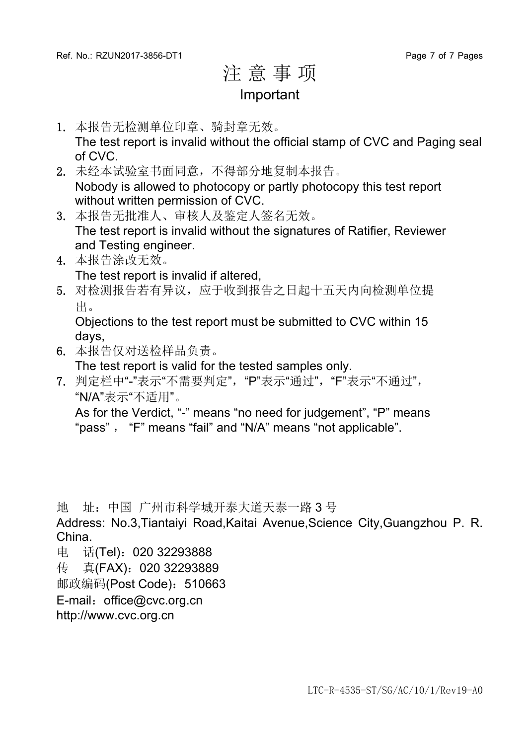# 注 意 事 项

## Important

1. 本报告无检测单位印章、骑封章无效。
   The test report is invalid without the official stamp of CVC and Paging seal of CVC.
2. 未经本试验室书面同意，不得部分地复制本报告。
   Nobody is allowed to photocopy or partly photocopy this test report without written permission of CVC.
3. 本报告无批准人、审核人及鉴定人签名无效。
   The test report is invalid without the signatures of Ratifier, Reviewer and Testing engineer.
4. 本报告涂改无效。
   The test report is invalid if altered,
5. 对检测报告若有异议，应于收到报告之日起十五天内向检测单位提出。
   Objections to the test report must be submitted to CVC within 15 days,
6. 本报告仅对送检样品负责。
   The test report is valid for the tested samples only.
7. 判定栏中“-”表示“不需要判定”，“P”表示“通过”，“F”表示“不通过”，“N/A”表示“不适用”。
   As for the Verdict, “-” means “no need for judgement”, “P” means “pass”， “F” means “fail” and “N/A” means “not applicable”.

地　址：中国 广州市科学城开泰大道天泰一路 3 号
Address: No.3,Tiantaiyi Road,Kaitai Avenue,Science City,Guangzhou P. R. China.
电　话(Tel)：020 32293888
传　真(FAX)：020 32293889
邮政编码(Post Code)：510663
E-mail：office@cvc.org.cn
http://www.cvc.org.cn

LTC-R-4535-ST/SG/AC/10/1/Rev19-A0